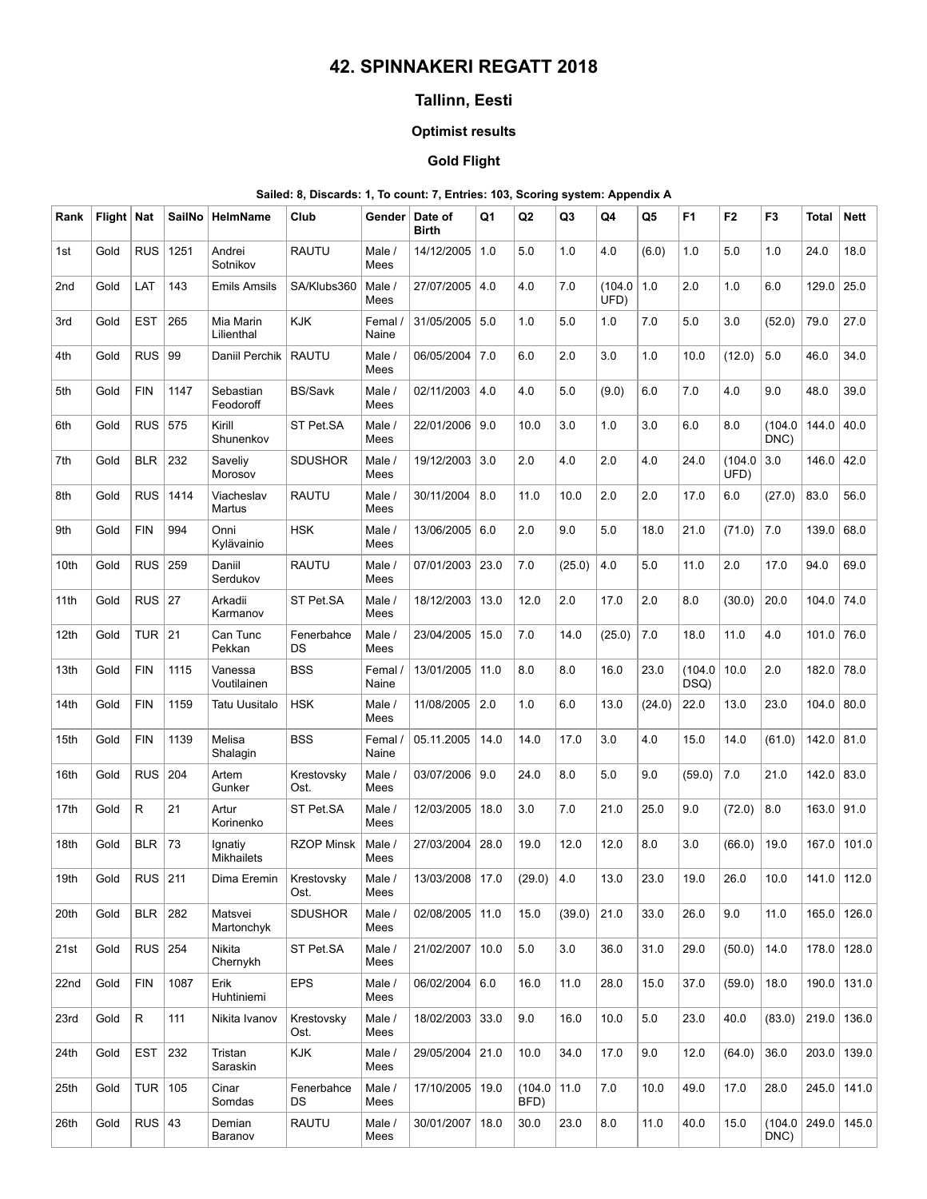# 42. SPINNAKERI REGATT 2018

## Tallinn, Eesti

### Optimist results

### Gold Flight

**Sailed: 8, Discards: 1, To count: 7, Entries: 103, Scoring system: Appendix A**

| Rank | Flight | Nat | SailNo | HelmName | Club | Gender | Date of Birth | Q1 | Q2 | Q3 | Q4 | Q5 | F1 | F2 | F3 | Total | Nett |
|---|---|---|---|---|---|---|---|---|---|---|---|---|---|---|---|---|---|
| 1st | Gold | RUS | 1251 | Andrei Sotnikov | RAUTU | Male / Mees | 14/12/2005 | 1.0 | 5.0 | 1.0 | 4.0 | (6.0) | 1.0 | 5.0 | 1.0 | 24.0 | 18.0 |
| 2nd | Gold | LAT | 143 | Emils Amsils | SA/Klubs360 | Male / Mees | 27/07/2005 | 4.0 | 4.0 | 7.0 | (104.0 UFD) | 1.0 | 2.0 | 1.0 | 6.0 | 129.0 | 25.0 |
| 3rd | Gold | EST | 265 | Mia Marin Lilienthal | KJK | Femal / Naine | 31/05/2005 | 5.0 | 1.0 | 5.0 | 1.0 | 7.0 | 5.0 | 3.0 | (52.0) | 79.0 | 27.0 |
| 4th | Gold | RUS | 99 | Daniil Perchik | RAUTU | Male / Mees | 06/05/2004 | 7.0 | 6.0 | 2.0 | 3.0 | 1.0 | 10.0 | (12.0) | 5.0 | 46.0 | 34.0 |
| 5th | Gold | FIN | 1147 | Sebastian Feodoroff | BS/Savk | Male / Mees | 02/11/2003 | 4.0 | 4.0 | 5.0 | (9.0) | 6.0 | 7.0 | 4.0 | 9.0 | 48.0 | 39.0 |
| 6th | Gold | RUS | 575 | Kirill Shunenkov | ST Pet.SA | Male / Mees | 22/01/2006 | 9.0 | 10.0 | 3.0 | 1.0 | 3.0 | 6.0 | 8.0 | (104.0 DNC) | 144.0 | 40.0 |
| 7th | Gold | BLR | 232 | Saveliy Morosov | SDUSHOR | Male / Mees | 19/12/2003 | 3.0 | 2.0 | 4.0 | 2.0 | 4.0 | 24.0 | (104.0 UFD) | 3.0 | 146.0 | 42.0 |
| 8th | Gold | RUS | 1414 | Viacheslav Martus | RAUTU | Male / Mees | 30/11/2004 | 8.0 | 11.0 | 10.0 | 2.0 | 2.0 | 17.0 | 6.0 | (27.0) | 83.0 | 56.0 |
| 9th | Gold | FIN | 994 | Onni Kylävainio | HSK | Male / Mees | 13/06/2005 | 6.0 | 2.0 | 9.0 | 5.0 | 18.0 | 21.0 | (71.0) | 7.0 | 139.0 | 68.0 |
| 10th | Gold | RUS | 259 | Daniil Serdukov | RAUTU | Male / Mees | 07/01/2003 | 23.0 | 7.0 | (25.0) | 4.0 | 5.0 | 11.0 | 2.0 | 17.0 | 94.0 | 69.0 |
| 11th | Gold | RUS | 27 | Arkadii Karmanov | ST Pet.SA | Male / Mees | 18/12/2003 | 13.0 | 12.0 | 2.0 | 17.0 | 2.0 | 8.0 | (30.0) | 20.0 | 104.0 | 74.0 |
| 12th | Gold | TUR | 21 | Can Tunc Pekkan | Fenerbahce DS | Male / Mees | 23/04/2005 | 15.0 | 7.0 | 14.0 | (25.0) | 7.0 | 18.0 | 11.0 | 4.0 | 101.0 | 76.0 |
| 13th | Gold | FIN | 1115 | Vanessa Voutilainen | BSS | Femal / Naine | 13/01/2005 | 11.0 | 8.0 | 8.0 | 16.0 | 23.0 | (104.0 DSQ) | 10.0 | 2.0 | 182.0 | 78.0 |
| 14th | Gold | FIN | 1159 | Tatu Uusitalo | HSK | Male / Mees | 11/08/2005 | 2.0 | 1.0 | 6.0 | 13.0 | (24.0) | 22.0 | 13.0 | 23.0 | 104.0 | 80.0 |
| 15th | Gold | FIN | 1139 | Melisa Shalagin | BSS | Femal / Naine | 05.11.2005 | 14.0 | 14.0 | 17.0 | 3.0 | 4.0 | 15.0 | 14.0 | (61.0) | 142.0 | 81.0 |
| 16th | Gold | RUS | 204 | Artem Gunker | Krestovsky Ost. | Male / Mees | 03/07/2006 | 9.0 | 24.0 | 8.0 | 5.0 | 9.0 | (59.0) | 7.0 | 21.0 | 142.0 | 83.0 |
| 17th | Gold | R | 21 | Artur Korinenko | ST Pet.SA | Male / Mees | 12/03/2005 | 18.0 | 3.0 | 7.0 | 21.0 | 25.0 | 9.0 | (72.0) | 8.0 | 163.0 | 91.0 |
| 18th | Gold | BLR | 73 | Ignatiy Mikhailets | RZOP Minsk | Male / Mees | 27/03/2004 | 28.0 | 19.0 | 12.0 | 12.0 | 8.0 | 3.0 | (66.0) | 19.0 | 167.0 | 101.0 |
| 19th | Gold | RUS | 211 | Dima Eremin | Krestovsky Ost. | Male / Mees | 13/03/2008 | 17.0 | (29.0) | 4.0 | 13.0 | 23.0 | 19.0 | 26.0 | 10.0 | 141.0 | 112.0 |
| 20th | Gold | BLR | 282 | Matsvei Martonchyk | SDUSHOR | Male / Mees | 02/08/2005 | 11.0 | 15.0 | (39.0) | 21.0 | 33.0 | 26.0 | 9.0 | 11.0 | 165.0 | 126.0 |
| 21st | Gold | RUS | 254 | Nikita Chernykh | ST Pet.SA | Male / Mees | 21/02/2007 | 10.0 | 5.0 | 3.0 | 36.0 | 31.0 | 29.0 | (50.0) | 14.0 | 178.0 | 128.0 |
| 22nd | Gold | FIN | 1087 | Erik Huhtiniemi | EPS | Male / Mees | 06/02/2004 | 6.0 | 16.0 | 11.0 | 28.0 | 15.0 | 37.0 | (59.0) | 18.0 | 190.0 | 131.0 |
| 23rd | Gold | R | 111 | Nikita Ivanov | Krestovsky Ost. | Male / Mees | 18/02/2003 | 33.0 | 9.0 | 16.0 | 10.0 | 5.0 | 23.0 | 40.0 | (83.0) | 219.0 | 136.0 |
| 24th | Gold | EST | 232 | Tristan Saraskin | KJK | Male / Mees | 29/05/2004 | 21.0 | 10.0 | 34.0 | 17.0 | 9.0 | 12.0 | (64.0) | 36.0 | 203.0 | 139.0 |
| 25th | Gold | TUR | 105 | Cinar Somdas | Fenerbahce DS | Male / Mees | 17/10/2005 | 19.0 | (104.0 BFD) | 11.0 | 7.0 | 10.0 | 49.0 | 17.0 | 28.0 | 245.0 | 141.0 |
| 26th | Gold | RUS | 43 | Demian Baranov | RAUTU | Male / Mees | 30/01/2007 | 18.0 | 30.0 | 23.0 | 8.0 | 11.0 | 40.0 | 15.0 | (104.0 DNC) | 249.0 | 145.0 |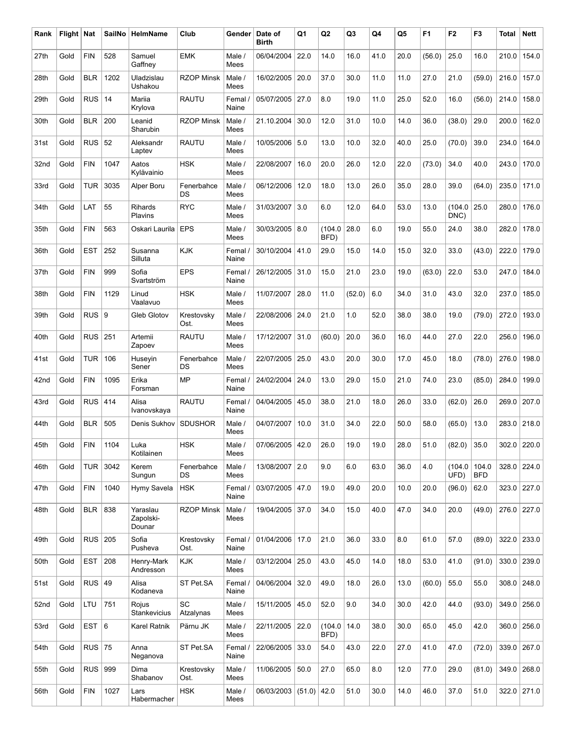| Rank | Flight | Nat | SailNo | HelmName | Club | Gender | Date of Birth | Q1 | Q2 | Q3 | Q4 | Q5 | F1 | F2 | F3 | Total | Nett |
|---|---|---|---|---|---|---|---|---|---|---|---|---|---|---|---|---|---|
| 27th | Gold | FIN | 528 | Samuel Gaffney | EMK | Male / Mees | 06/04/2004 | 22.0 | 14.0 | 16.0 | 41.0 | 20.0 | (56.0) | 25.0 | 16.0 | 210.0 | 154.0 |
| 28th | Gold | BLR | 1202 | Uladzislau Ushakou | RZOP Minsk | Male / Mees | 16/02/2005 | 20.0 | 37.0 | 30.0 | 11.0 | 11.0 | 27.0 | 21.0 | (59.0) | 216.0 | 157.0 |
| 29th | Gold | RUS | 14 | Mariia Krylova | RAUTU | Femal / Naine | 05/07/2005 | 27.0 | 8.0 | 19.0 | 11.0 | 25.0 | 52.0 | 16.0 | (56.0) | 214.0 | 158.0 |
| 30th | Gold | BLR | 200 | Leanid Sharubin | RZOP Minsk | Male / Mees | 21.10.2004 | 30.0 | 12.0 | 31.0 | 10.0 | 14.0 | 36.0 | (38.0) | 29.0 | 200.0 | 162.0 |
| 31st | Gold | RUS | 52 | Aleksandr Laptev | RAUTU | Male / Mees | 10/05/2006 | 5.0 | 13.0 | 10.0 | 32.0 | 40.0 | 25.0 | (70.0) | 39.0 | 234.0 | 164.0 |
| 32nd | Gold | FIN | 1047 | Aatos Kylävainio | HSK | Male / Mees | 22/08/2007 | 16.0 | 20.0 | 26.0 | 12.0 | 22.0 | (73.0) | 34.0 | 40.0 | 243.0 | 170.0 |
| 33rd | Gold | TUR | 3035 | Alper Boru | Fenerbahce DS | Male / Mees | 06/12/2006 | 12.0 | 18.0 | 13.0 | 26.0 | 35.0 | 28.0 | 39.0 | (64.0) | 235.0 | 171.0 |
| 34th | Gold | LAT | 55 | Rihards Plavins | RYC | Male / Mees | 31/03/2007 | 3.0 | 6.0 | 12.0 | 64.0 | 53.0 | 13.0 | (104.0 DNC) | 25.0 | 280.0 | 176.0 |
| 35th | Gold | FIN | 563 | Oskari Laurila | EPS | Male / Mees | 30/03/2005 | 8.0 | (104.0 BFD) | 28.0 | 6.0 | 19.0 | 55.0 | 24.0 | 38.0 | 282.0 | 178.0 |
| 36th | Gold | EST | 252 | Susanna Silluta | KJK | Femal / Naine | 30/10/2004 | 41.0 | 29.0 | 15.0 | 14.0 | 15.0 | 32.0 | 33.0 | (43.0) | 222.0 | 179.0 |
| 37th | Gold | FIN | 999 | Sofia Svartström | EPS | Femal / Naine | 26/12/2005 | 31.0 | 15.0 | 21.0 | 23.0 | 19.0 | (63.0) | 22.0 | 53.0 | 247.0 | 184.0 |
| 38th | Gold | FIN | 1129 | Linud Vaalavuo | HSK | Male / Mees | 11/07/2007 | 28.0 | 11.0 | (52.0) | 6.0 | 34.0 | 31.0 | 43.0 | 32.0 | 237.0 | 185.0 |
| 39th | Gold | RUS | 9 | Gleb Glotov | Krestovsky Ost. | Male / Mees | 22/08/2006 | 24.0 | 21.0 | 1.0 | 52.0 | 38.0 | 38.0 | 19.0 | (79.0) | 272.0 | 193.0 |
| 40th | Gold | RUS | 251 | Artemii Zapoev | RAUTU | Male / Mees | 17/12/2007 | 31.0 | (60.0) | 20.0 | 36.0 | 16.0 | 44.0 | 27.0 | 22.0 | 256.0 | 196.0 |
| 41st | Gold | TUR | 106 | Huseyin Sener | Fenerbahce DS | Male / Mees | 22/07/2005 | 25.0 | 43.0 | 20.0 | 30.0 | 17.0 | 45.0 | 18.0 | (78.0) | 276.0 | 198.0 |
| 42nd | Gold | FIN | 1095 | Erika Forsman | MP | Femal / Naine | 24/02/2004 | 24.0 | 13.0 | 29.0 | 15.0 | 21.0 | 74.0 | 23.0 | (85.0) | 284.0 | 199.0 |
| 43rd | Gold | RUS | 414 | Alisa Ivanovskaya | RAUTU | Femal / Naine | 04/04/2005 | 45.0 | 38.0 | 21.0 | 18.0 | 26.0 | 33.0 | (62.0) | 26.0 | 269.0 | 207.0 |
| 44th | Gold | BLR | 505 | Denis Sukhov | SDUSHOR | Male / Mees | 04/07/2007 | 10.0 | 31.0 | 34.0 | 22.0 | 50.0 | 58.0 | (65.0) | 13.0 | 283.0 | 218.0 |
| 45th | Gold | FIN | 1104 | Luka Kotilainen | HSK | Male / Mees | 07/06/2005 | 42.0 | 26.0 | 19.0 | 19.0 | 28.0 | 51.0 | (82.0) | 35.0 | 302.0 | 220.0 |
| 46th | Gold | TUR | 3042 | Kerem Sungun | Fenerbahce DS | Male / Mees | 13/08/2007 | 2.0 | 9.0 | 6.0 | 63.0 | 36.0 | 4.0 | (104.0 UFD) | 104.0 BFD | 328.0 | 224.0 |
| 47th | Gold | FIN | 1040 | Hymy Savela | HSK | Femal / Naine | 03/07/2005 | 47.0 | 19.0 | 49.0 | 20.0 | 10.0 | 20.0 | (96.0) | 62.0 | 323.0 | 227.0 |
| 48th | Gold | BLR | 838 | Yaraslau Zapolski-Dounar | RZOP Minsk | Male / Mees | 19/04/2005 | 37.0 | 34.0 | 15.0 | 40.0 | 47.0 | 34.0 | 20.0 | (49.0) | 276.0 | 227.0 |
| 49th | Gold | RUS | 205 | Sofia Pusheva | Krestovsky Ost. | Femal / Naine | 01/04/2006 | 17.0 | 21.0 | 36.0 | 33.0 | 8.0 | 61.0 | 57.0 | (89.0) | 322.0 | 233.0 |
| 50th | Gold | EST | 208 | Henry-Mark Andresson | KJK | Male / Mees | 03/12/2004 | 25.0 | 43.0 | 45.0 | 14.0 | 18.0 | 53.0 | 41.0 | (91.0) | 330.0 | 239.0 |
| 51st | Gold | RUS | 49 | Alisa Kodaneva | ST Pet.SA | Femal / Naine | 04/06/2004 | 32.0 | 49.0 | 18.0 | 26.0 | 13.0 | (60.0) | 55.0 | 55.0 | 308.0 | 248.0 |
| 52nd | Gold | LTU | 751 | Rojus Stankevicius | SC Atzalynas | Male / Mees | 15/11/2005 | 45.0 | 52.0 | 9.0 | 34.0 | 30.0 | 42.0 | 44.0 | (93.0) | 349.0 | 256.0 |
| 53rd | Gold | EST | 6 | Karel Ratnik | Pärnu JK | Male / Mees | 22/11/2005 | 22.0 | (104.0 BFD) | 14.0 | 38.0 | 30.0 | 65.0 | 45.0 | 42.0 | 360.0 | 256.0 |
| 54th | Gold | RUS | 75 | Anna Neganova | ST Pet.SA | Femal / Naine | 22/06/2005 | 33.0 | 54.0 | 43.0 | 22.0 | 27.0 | 41.0 | 47.0 | (72.0) | 339.0 | 267.0 |
| 55th | Gold | RUS | 999 | Dima Shabanov | Krestovsky Ost. | Male / Mees | 11/06/2005 | 50.0 | 27.0 | 65.0 | 8.0 | 12.0 | 77.0 | 29.0 | (81.0) | 349.0 | 268.0 |
| 56th | Gold | FIN | 1027 | Lars Habermacher | HSK | Male / Mees | 06/03/2003 | (51.0) | 42.0 | 51.0 | 30.0 | 14.0 | 46.0 | 37.0 | 51.0 | 322.0 | 271.0 |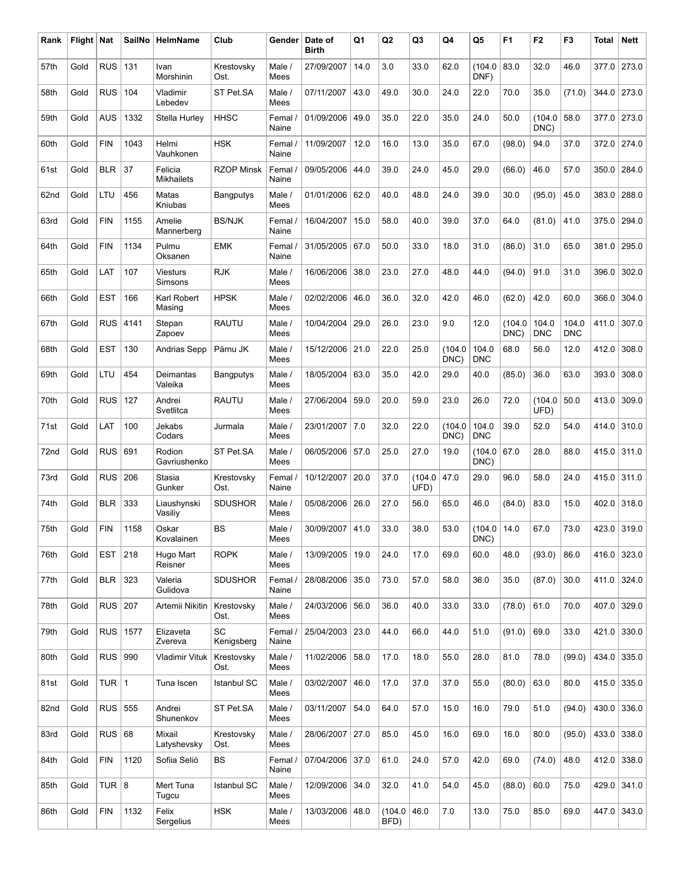| Rank | Flight | Nat | SailNo | HelmName | Club | Gender | Date of Birth | Q1 | Q2 | Q3 | Q4 | Q5 | F1 | F2 | F3 | Total | Nett |
|---|---|---|---|---|---|---|---|---|---|---|---|---|---|---|---|---|---|
| 57th | Gold | RUS | 131 | Ivan Morshinin | Krestovsky Ost. | Male / Mees | 27/09/2007 | 14.0 | 3.0 | 33.0 | 62.0 | (104.0 DNF) | 83.0 | 32.0 | 46.0 | 377.0 | 273.0 |
| 58th | Gold | RUS | 104 | Vladimir Lebedev | ST Pet.SA | Male / Mees | 07/11/2007 | 43.0 | 49.0 | 30.0 | 24.0 | 22.0 | 70.0 | 35.0 | (71.0) | 344.0 | 273.0 |
| 59th | Gold | AUS | 1332 | Stella Hurley | HHSC | Femal / Naine | 01/09/2006 | 49.0 | 35.0 | 22.0 | 35.0 | 24.0 | 50.0 | (104.0 DNC) | 58.0 | 377.0 | 273.0 |
| 60th | Gold | FIN | 1043 | Helmi Vauhkonen | HSK | Femal / Naine | 11/09/2007 | 12.0 | 16.0 | 13.0 | 35.0 | 67.0 | (98.0) | 94.0 | 37.0 | 372.0 | 274.0 |
| 61st | Gold | BLR | 37 | Felicia Mikhailets | RZOP Minsk | Femal / Naine | 09/05/2006 | 44.0 | 39.0 | 24.0 | 45.0 | 29.0 | (66.0) | 46.0 | 57.0 | 350.0 | 284.0 |
| 62nd | Gold | LTU | 456 | Matas Kniubas | Bangputys | Male / Mees | 01/01/2006 | 62.0 | 40.0 | 48.0 | 24.0 | 39.0 | 30.0 | (95.0) | 45.0 | 383.0 | 288.0 |
| 63rd | Gold | FIN | 1155 | Amelie Mannerberg | BS/NJK | Femal / Naine | 16/04/2007 | 15.0 | 58.0 | 40.0 | 39.0 | 37.0 | 64.0 | (81.0) | 41.0 | 375.0 | 294.0 |
| 64th | Gold | FIN | 1134 | Pulmu Oksanen | EMK | Femal / Naine | 31/05/2005 | 67.0 | 50.0 | 33.0 | 18.0 | 31.0 | (86.0) | 31.0 | 65.0 | 381.0 | 295.0 |
| 65th | Gold | LAT | 107 | Viesturs Simsons | RJK | Male / Mees | 16/06/2006 | 38.0 | 23.0 | 27.0 | 48.0 | 44.0 | (94.0) | 91.0 | 31.0 | 396.0 | 302.0 |
| 66th | Gold | EST | 166 | Karl Robert Masing | HPSK | Male / Mees | 02/02/2006 | 46.0 | 36.0 | 32.0 | 42.0 | 46.0 | (62.0) | 42.0 | 60.0 | 366.0 | 304.0 |
| 67th | Gold | RUS | 4141 | Stepan Zapoev | RAUTU | Male / Mees | 10/04/2004 | 29.0 | 26.0 | 23.0 | 9.0 | 12.0 | (104.0 DNC) | 104.0 DNC | 104.0 DNC | 411.0 | 307.0 |
| 68th | Gold | EST | 130 | Andrias Sepp | Pärnu JK | Male / Mees | 15/12/2006 | 21.0 | 22.0 | 25.0 | (104.0 DNC) | 104.0 DNC | 68.0 | 56.0 | 12.0 | 412.0 | 308.0 |
| 69th | Gold | LTU | 454 | Deimantas Valeika | Bangputys | Male / Mees | 18/05/2004 | 63.0 | 35.0 | 42.0 | 29.0 | 40.0 | (85.0) | 36.0 | 63.0 | 393.0 | 308.0 |
| 70th | Gold | RUS | 127 | Andrei Svetlitca | RAUTU | Male / Mees | 27/06/2004 | 59.0 | 20.0 | 59.0 | 23.0 | 26.0 | 72.0 | (104.0 UFD) | 50.0 | 413.0 | 309.0 |
| 71st | Gold | LAT | 100 | Jekabs Codars | Jurmala | Male / Mees | 23/01/2007 | 7.0 | 32.0 | 22.0 | (104.0 DNC) | 104.0 DNC | 39.0 | 52.0 | 54.0 | 414.0 | 310.0 |
| 72nd | Gold | RUS | 691 | Rodion Gavriushenko | ST Pet.SA | Male / Mees | 06/05/2006 | 57.0 | 25.0 | 27.0 | 19.0 | (104.0 DNC) | 67.0 | 28.0 | 88.0 | 415.0 | 311.0 |
| 73rd | Gold | RUS | 206 | Stasia Gunker | Krestovsky Ost. | Femal / Naine | 10/12/2007 | 20.0 | 37.0 | (104.0 UFD) | 47.0 | 29.0 | 96.0 | 58.0 | 24.0 | 415.0 | 311.0 |
| 74th | Gold | BLR | 333 | Liaushynski Vasiliy | SDUSHOR | Male / Mees | 05/08/2006 | 26.0 | 27.0 | 56.0 | 65.0 | 46.0 | (84.0) | 83.0 | 15.0 | 402.0 | 318.0 |
| 75th | Gold | FIN | 1158 | Oskar Kovalainen | BS | Male / Mees | 30/09/2007 | 41.0 | 33.0 | 38.0 | 53.0 | (104.0 DNC) | 14.0 | 67.0 | 73.0 | 423.0 | 319.0 |
| 76th | Gold | EST | 218 | Hugo Mart Reisner | ROPK | Male / Mees | 13/09/2005 | 19.0 | 24.0 | 17.0 | 69.0 | 60.0 | 48.0 | (93.0) | 86.0 | 416.0 | 323.0 |
| 77th | Gold | BLR | 323 | Valeria Gulidova | SDUSHOR | Femal / Naine | 28/08/2006 | 35.0 | 73.0 | 57.0 | 58.0 | 36.0 | 35.0 | (87.0) | 30.0 | 411.0 | 324.0 |
| 78th | Gold | RUS | 207 | Artemii Nikitin | Krestovsky Ost. | Male / Mees | 24/03/2006 | 56.0 | 36.0 | 40.0 | 33.0 | 33.0 | (78.0) | 61.0 | 70.0 | 407.0 | 329.0 |
| 79th | Gold | RUS | 1577 | Elizaveta Zvereva | SC Kenigsberg | Femal / Naine | 25/04/2003 | 23.0 | 44.0 | 66.0 | 44.0 | 51.0 | (91.0) | 69.0 | 33.0 | 421.0 | 330.0 |
| 80th | Gold | RUS | 990 | Vladimir Vituk | Krestovsky Ost. | Male / Mees | 11/02/2006 | 58.0 | 17.0 | 18.0 | 55.0 | 28.0 | 81.0 | 78.0 | (99.0) | 434.0 | 335.0 |
| 81st | Gold | TUR | 1 | Tuna Iscen | Istanbul SC | Male / Mees | 03/02/2007 | 46.0 | 17.0 | 37.0 | 37.0 | 55.0 | (80.0) | 63.0 | 80.0 | 415.0 | 335.0 |
| 82nd | Gold | RUS | 555 | Andrei Shunenkov | ST Pet.SA | Male / Mees | 03/11/2007 | 54.0 | 64.0 | 57.0 | 15.0 | 16.0 | 79.0 | 51.0 | (94.0) | 430.0 | 336.0 |
| 83rd | Gold | RUS | 68 | Mixail Latyshevsky | Krestovsky Ost. | Male / Mees | 28/06/2007 | 27.0 | 85.0 | 45.0 | 16.0 | 69.0 | 16.0 | 80.0 | (95.0) | 433.0 | 338.0 |
| 84th | Gold | FIN | 1120 | Sofiia Seliö | BS | Femal / Naine | 07/04/2006 | 37.0 | 61.0 | 24.0 | 57.0 | 42.0 | 69.0 | (74.0) | 48.0 | 412.0 | 338.0 |
| 85th | Gold | TUR | 8 | Mert Tuna Tugcu | Istanbul SC | Male / Mees | 12/09/2006 | 34.0 | 32.0 | 41.0 | 54.0 | 45.0 | (88.0) | 60.0 | 75.0 | 429.0 | 341.0 |
| 86th | Gold | FIN | 1132 | Felix Sergelius | HSK | Male / Mees | 13/03/2006 | 48.0 | (104.0 BFD) | 46.0 | 7.0 | 13.0 | 75.0 | 85.0 | 69.0 | 447.0 | 343.0 |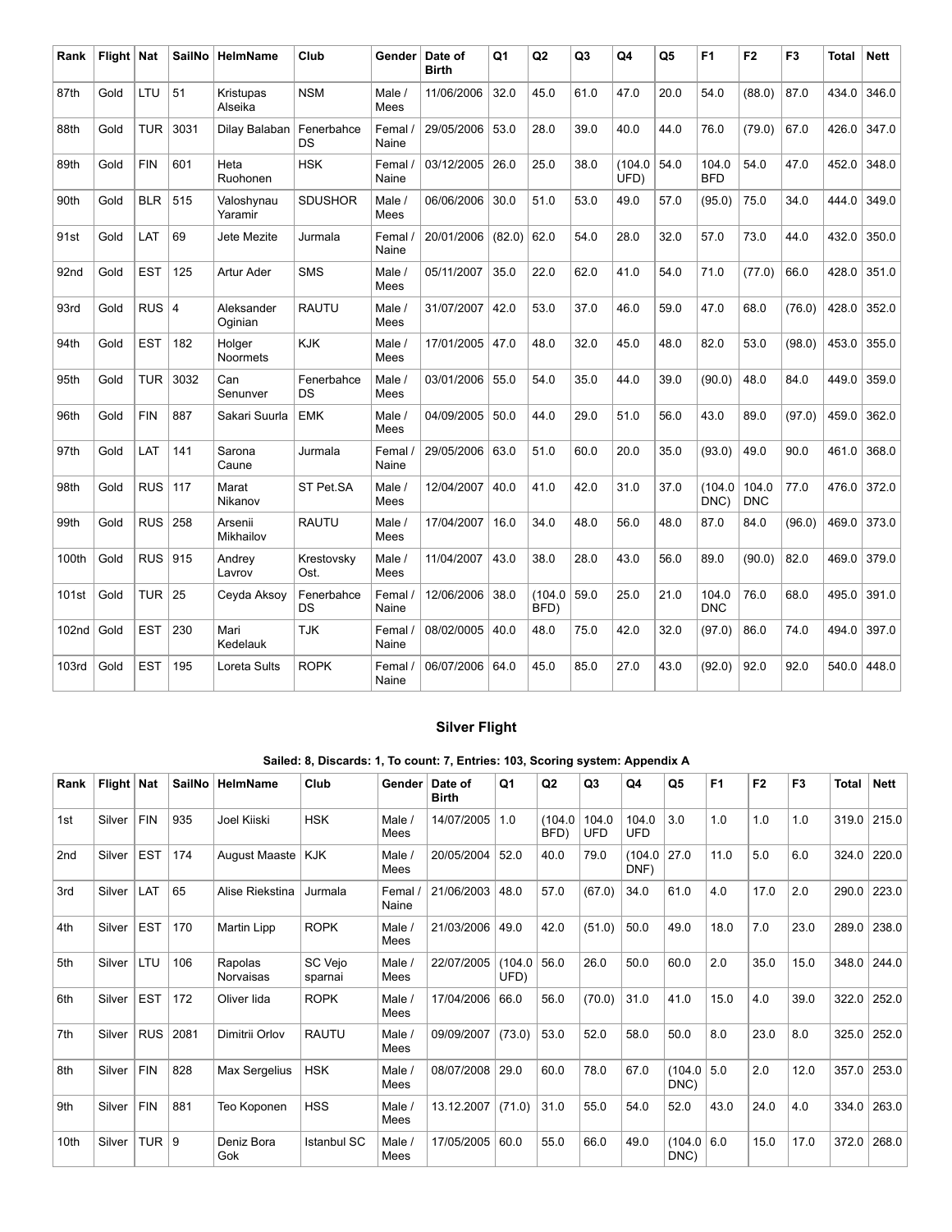| Rank | Flight | Nat | SailNo | HelmName | Club | Gender | Date of Birth | Q1 | Q2 | Q3 | Q4 | Q5 | F1 | F2 | F3 | Total | Nett |
|---|---|---|---|---|---|---|---|---|---|---|---|---|---|---|---|---|---|
| 87th | Gold | LTU | 51 | Kristupas Alseika | NSM | Male / Mees | 11/06/2006 | 32.0 | 45.0 | 61.0 | 47.0 | 20.0 | 54.0 | (88.0) | 87.0 | 434.0 | 346.0 |
| 88th | Gold | TUR | 3031 | Dilay Balaban | Fenerbahce DS | Femal / Naine | 29/05/2006 | 53.0 | 28.0 | 39.0 | 40.0 | 44.0 | 76.0 | (79.0) | 67.0 | 426.0 | 347.0 |
| 89th | Gold | FIN | 601 | Heta Ruohonen | HSK | Femal / Naine | 03/12/2005 | 26.0 | 25.0 | 38.0 | (104.0 UFD) | 54.0 | 104.0 BFD | 54.0 | 47.0 | 452.0 | 348.0 |
| 90th | Gold | BLR | 515 | Valoshynau Yaramir | SDUSHOR | Male / Mees | 06/06/2006 | 30.0 | 51.0 | 53.0 | 49.0 | 57.0 | (95.0) | 75.0 | 34.0 | 444.0 | 349.0 |
| 91st | Gold | LAT | 69 | Jete Mezite | Jurmala | Femal / Naine | 20/01/2006 | (82.0) | 62.0 | 54.0 | 28.0 | 32.0 | 57.0 | 73.0 | 44.0 | 432.0 | 350.0 |
| 92nd | Gold | EST | 125 | Artur Ader | SMS | Male / Mees | 05/11/2007 | 35.0 | 22.0 | 62.0 | 41.0 | 54.0 | 71.0 | (77.0) | 66.0 | 428.0 | 351.0 |
| 93rd | Gold | RUS | 4 | Aleksander Oginian | RAUTU | Male / Mees | 31/07/2007 | 42.0 | 53.0 | 37.0 | 46.0 | 59.0 | 47.0 | 68.0 | (76.0) | 428.0 | 352.0 |
| 94th | Gold | EST | 182 | Holger Noormets | KJK | Male / Mees | 17/01/2005 | 47.0 | 48.0 | 32.0 | 45.0 | 48.0 | 82.0 | 53.0 | (98.0) | 453.0 | 355.0 |
| 95th | Gold | TUR | 3032 | Can Senunver | Fenerbahce DS | Male / Mees | 03/01/2006 | 55.0 | 54.0 | 35.0 | 44.0 | 39.0 | (90.0) | 48.0 | 84.0 | 449.0 | 359.0 |
| 96th | Gold | FIN | 887 | Sakari Suurla | EMK | Male / Mees | 04/09/2005 | 50.0 | 44.0 | 29.0 | 51.0 | 56.0 | 43.0 | 89.0 | (97.0) | 459.0 | 362.0 |
| 97th | Gold | LAT | 141 | Sarona Caune | Jurmala | Femal / Naine | 29/05/2006 | 63.0 | 51.0 | 60.0 | 20.0 | 35.0 | (93.0) | 49.0 | 90.0 | 461.0 | 368.0 |
| 98th | Gold | RUS | 117 | Marat Nikanov | ST Pet.SA | Male / Mees | 12/04/2007 | 40.0 | 41.0 | 42.0 | 31.0 | 37.0 | (104.0 DNC) | 104.0 DNC | 77.0 | 476.0 | 372.0 |
| 99th | Gold | RUS | 258 | Arsenii Mikhailov | RAUTU | Male / Mees | 17/04/2007 | 16.0 | 34.0 | 48.0 | 56.0 | 48.0 | 87.0 | 84.0 | (96.0) | 469.0 | 373.0 |
| 100th | Gold | RUS | 915 | Andrey Lavrov | Krestovsky Ost. | Male / Mees | 11/04/2007 | 43.0 | 38.0 | 28.0 | 43.0 | 56.0 | 89.0 | (90.0) | 82.0 | 469.0 | 379.0 |
| 101st | Gold | TUR | 25 | Ceyda Aksoy | Fenerbahce DS | Femal / Naine | 12/06/2006 | 38.0 | (104.0 BFD) | 59.0 | 25.0 | 21.0 | 104.0 DNC | 76.0 | 68.0 | 495.0 | 391.0 |
| 102nd | Gold | EST | 230 | Mari Kedelauk | TJK | Femal / Naine | 08/02/0005 | 40.0 | 48.0 | 75.0 | 42.0 | 32.0 | (97.0) | 86.0 | 74.0 | 494.0 | 397.0 |
| 103rd | Gold | EST | 195 | Loreta Sults | ROPK | Femal / Naine | 06/07/2006 | 64.0 | 45.0 | 85.0 | 27.0 | 43.0 | (92.0) | 92.0 | 92.0 | 540.0 | 448.0 |

## Silver Flight

**Sailed: 8, Discards: 1, To count: 7, Entries: 103, Scoring system: Appendix A**

| Rank | Flight | Nat | SailNo | HelmName | Club | Gender | Date of Birth | Q1 | Q2 | Q3 | Q4 | Q5 | F1 | F2 | F3 | Total | Nett |
|---|---|---|---|---|---|---|---|---|---|---|---|---|---|---|---|---|---|
| 1st | Silver | FIN | 935 | Joel Kiiski | HSK | Male / Mees | 14/07/2005 | 1.0 | (104.0 BFD) | 104.0 UFD | 104.0 UFD | 3.0 | 1.0 | 1.0 | 1.0 | 319.0 | 215.0 |
| 2nd | Silver | EST | 174 | August Maaste | KJK | Male / Mees | 20/05/2004 | 52.0 | 40.0 | 79.0 | (104.0 DNF) | 27.0 | 11.0 | 5.0 | 6.0 | 324.0 | 220.0 |
| 3rd | Silver | LAT | 65 | Alise Riekstina | Jurmala | Femal / Naine | 21/06/2003 | 48.0 | 57.0 | (67.0) | 34.0 | 61.0 | 4.0 | 17.0 | 2.0 | 290.0 | 223.0 |
| 4th | Silver | EST | 170 | Martin Lipp | ROPK | Male / Mees | 21/03/2006 | 49.0 | 42.0 | (51.0) | 50.0 | 49.0 | 18.0 | 7.0 | 23.0 | 289.0 | 238.0 |
| 5th | Silver | LTU | 106 | Rapolas Norvaisas | SC Vejo sparnai | Male / Mees | 22/07/2005 | (104.0 UFD) | 56.0 | 26.0 | 50.0 | 60.0 | 2.0 | 35.0 | 15.0 | 348.0 | 244.0 |
| 6th | Silver | EST | 172 | Oliver Iida | ROPK | Male / Mees | 17/04/2006 | 66.0 | 56.0 | (70.0) | 31.0 | 41.0 | 15.0 | 4.0 | 39.0 | 322.0 | 252.0 |
| 7th | Silver | RUS | 2081 | Dimitrii Orlov | RAUTU | Male / Mees | 09/09/2007 | (73.0) | 53.0 | 52.0 | 58.0 | 50.0 | 8.0 | 23.0 | 8.0 | 325.0 | 252.0 |
| 8th | Silver | FIN | 828 | Max Sergelius | HSK | Male / Mees | 08/07/2008 | 29.0 | 60.0 | 78.0 | 67.0 | (104.0 DNC) | 5.0 | 2.0 | 12.0 | 357.0 | 253.0 |
| 9th | Silver | FIN | 881 | Teo Koponen | HSS | Male / Mees | 13.12.2007 | (71.0) | 31.0 | 55.0 | 54.0 | 52.0 | 43.0 | 24.0 | 4.0 | 334.0 | 263.0 |
| 10th | Silver | TUR | 9 | Deniz Bora Gok | Istanbul SC | Male / Mees | 17/05/2005 | 60.0 | 55.0 | 66.0 | 49.0 | (104.0 DNC) | 6.0 | 15.0 | 17.0 | 372.0 | 268.0 |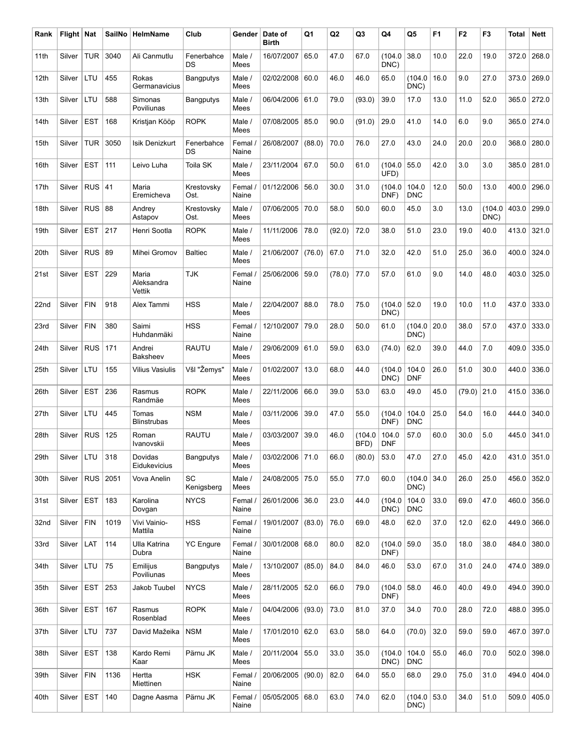| Rank | Flight | Nat | SailNo | HelmName | Club | Gender | Date of Birth | Q1 | Q2 | Q3 | Q4 | Q5 | F1 | F2 | F3 | Total | Nett |
|---|---|---|---|---|---|---|---|---|---|---|---|---|---|---|---|---|---|
| 11th | Silver | TUR | 3040 | Ali Canmutlu | Fenerbahce DS | Male / Mees | 16/07/2007 | 65.0 | 47.0 | 67.0 | (104.0 DNC) | 38.0 | 10.0 | 22.0 | 19.0 | 372.0 | 268.0 |
| 12th | Silver | LTU | 455 | Rokas Germanavicius | Bangputys | Male / Mees | 02/02/2008 | 60.0 | 46.0 | 46.0 | 65.0 | (104.0 DNC) | 16.0 | 9.0 | 27.0 | 373.0 | 269.0 |
| 13th | Silver | LTU | 588 | Simonas Poviliunas | Bangputys | Male / Mees | 06/04/2006 | 61.0 | 79.0 | (93.0) | 39.0 | 17.0 | 13.0 | 11.0 | 52.0 | 365.0 | 272.0 |
| 14th | Silver | EST | 168 | Kristjan Kööp | ROPK | Male / Mees | 07/08/2005 | 85.0 | 90.0 | (91.0) | 29.0 | 41.0 | 14.0 | 6.0 | 9.0 | 365.0 | 274.0 |
| 15th | Silver | TUR | 3050 | Isik Denizkurt | Fenerbahce DS | Femal / Naine | 26/08/2007 | (88.0) | 70.0 | 76.0 | 27.0 | 43.0 | 24.0 | 20.0 | 20.0 | 368.0 | 280.0 |
| 16th | Silver | EST | 111 | Leivo Luha | Toila SK | Male / Mees | 23/11/2004 | 67.0 | 50.0 | 61.0 | (104.0 UFD) | 55.0 | 42.0 | 3.0 | 3.0 | 385.0 | 281.0 |
| 17th | Silver | RUS | 41 | Maria Eremicheva | Krestovsky Ost. | Femal / Naine | 01/12/2006 | 56.0 | 30.0 | 31.0 | (104.0 DNF) | 104.0 DNC | 12.0 | 50.0 | 13.0 | 400.0 | 296.0 |
| 18th | Silver | RUS | 88 | Andrey Astapov | Krestovsky Ost. | Male / Mees | 07/06/2005 | 70.0 | 58.0 | 50.0 | 60.0 | 45.0 | 3.0 | 13.0 | (104.0 DNC) | 403.0 | 299.0 |
| 19th | Silver | EST | 217 | Henri Sootla | ROPK | Male / Mees | 11/11/2006 | 78.0 | (92.0) | 72.0 | 38.0 | 51.0 | 23.0 | 19.0 | 40.0 | 413.0 | 321.0 |
| 20th | Silver | RUS | 89 | Mihei Gromov | Baltiec | Male / Mees | 21/06/2007 | (76.0) | 67.0 | 71.0 | 32.0 | 42.0 | 51.0 | 25.0 | 36.0 | 400.0 | 324.0 |
| 21st | Silver | EST | 229 | Maria Aleksandra Vettik | TJK | Femal / Naine | 25/06/2006 | 59.0 | (78.0) | 77.0 | 57.0 | 61.0 | 9.0 | 14.0 | 48.0 | 403.0 | 325.0 |
| 22nd | Silver | FIN | 918 | Alex Tammi | HSS | Male / Mees | 22/04/2007 | 88.0 | 78.0 | 75.0 | (104.0 DNC) | 52.0 | 19.0 | 10.0 | 11.0 | 437.0 | 333.0 |
| 23rd | Silver | FIN | 380 | Saimi Huhdanmäki | HSS | Femal / Naine | 12/10/2007 | 79.0 | 28.0 | 50.0 | 61.0 | (104.0 DNC) | 20.0 | 38.0 | 57.0 | 437.0 | 333.0 |
| 24th | Silver | RUS | 171 | Andrei Baksheev | RAUTU | Male / Mees | 29/06/2009 | 61.0 | 59.0 | 63.0 | (74.0) | 62.0 | 39.0 | 44.0 | 7.0 | 409.0 | 335.0 |
| 25th | Silver | LTU | 155 | Vilius Vasiulis | VšI "Žemys" | Male / Mees | 01/02/2007 | 13.0 | 68.0 | 44.0 | (104.0 DNC) | 104.0 DNF | 26.0 | 51.0 | 30.0 | 440.0 | 336.0 |
| 26th | Silver | EST | 236 | Rasmus Randmäe | ROPK | Male / Mees | 22/11/2006 | 66.0 | 39.0 | 53.0 | 63.0 | 49.0 | 45.0 | (79.0) | 21.0 | 415.0 | 336.0 |
| 27th | Silver | LTU | 445 | Tomas Blinstrubas | NSM | Male / Mees | 03/11/2006 | 39.0 | 47.0 | 55.0 | (104.0 DNF) | 104.0 DNC | 25.0 | 54.0 | 16.0 | 444.0 | 340.0 |
| 28th | Silver | RUS | 125 | Roman Ivanovskii | RAUTU | Male / Mees | 03/03/2007 | 39.0 | 46.0 | (104.0 BFD) | 104.0 DNF | 57.0 | 60.0 | 30.0 | 5.0 | 445.0 | 341.0 |
| 29th | Silver | LTU | 318 | Dovidas Eidukevicius | Bangputys | Male / Mees | 03/02/2006 | 71.0 | 66.0 | (80.0) | 53.0 | 47.0 | 27.0 | 45.0 | 42.0 | 431.0 | 351.0 |
| 30th | Silver | RUS | 2051 | Vova Anelin | SC Kenigsberg | Male / Mees | 24/08/2005 | 75.0 | 55.0 | 77.0 | 60.0 | (104.0 DNC) | 34.0 | 26.0 | 25.0 | 456.0 | 352.0 |
| 31st | Silver | EST | 183 | Karolina Dovgan | NYCS | Femal / Naine | 26/01/2006 | 36.0 | 23.0 | 44.0 | (104.0 DNC) | 104.0 DNC | 33.0 | 69.0 | 47.0 | 460.0 | 356.0 |
| 32nd | Silver | FIN | 1019 | Vivi Vainio-Mattila | HSS | Femal / Naine | 19/01/2007 | (83.0) | 76.0 | 69.0 | 48.0 | 62.0 | 37.0 | 12.0 | 62.0 | 449.0 | 366.0 |
| 33rd | Silver | LAT | 114 | Ulla Katrina Dubra | YC Engure | Femal / Naine | 30/01/2008 | 68.0 | 80.0 | 82.0 | (104.0 DNF) | 59.0 | 35.0 | 18.0 | 38.0 | 484.0 | 380.0 |
| 34th | Silver | LTU | 75 | Emilijus Poviliunas | Bangputys | Male / Mees | 13/10/2007 | (85.0) | 84.0 | 84.0 | 46.0 | 53.0 | 67.0 | 31.0 | 24.0 | 474.0 | 389.0 |
| 35th | Silver | EST | 253 | Jakob Tuubel | NYCS | Male / Mees | 28/11/2005 | 52.0 | 66.0 | 79.0 | (104.0 DNF) | 58.0 | 46.0 | 40.0 | 49.0 | 494.0 | 390.0 |
| 36th | Silver | EST | 167 | Rasmus Rosenblad | ROPK | Male / Mees | 04/04/2006 | (93.0) | 73.0 | 81.0 | 37.0 | 34.0 | 70.0 | 28.0 | 72.0 | 488.0 | 395.0 |
| 37th | Silver | LTU | 737 | David Mažeika | NSM | Male / Mees | 17/01/2010 | 62.0 | 63.0 | 58.0 | 64.0 | (70.0) | 32.0 | 59.0 | 59.0 | 467.0 | 397.0 |
| 38th | Silver | EST | 138 | Kardo Remi Kaar | Pärnu JK | Male / Mees | 20/11/2004 | 55.0 | 33.0 | 35.0 | (104.0 DNC) | 104.0 DNC | 55.0 | 46.0 | 70.0 | 502.0 | 398.0 |
| 39th | Silver | FIN | 1136 | Hertta Miettinen | HSK | Femal / Naine | 20/06/2005 | (90.0) | 82.0 | 64.0 | 55.0 | 68.0 | 29.0 | 75.0 | 31.0 | 494.0 | 404.0 |
| 40th | Silver | EST | 140 | Dagne Aasma | Pärnu JK | Femal / Naine | 05/05/2005 | 68.0 | 63.0 | 74.0 | 62.0 | (104.0 DNC) | 53.0 | 34.0 | 51.0 | 509.0 | 405.0 |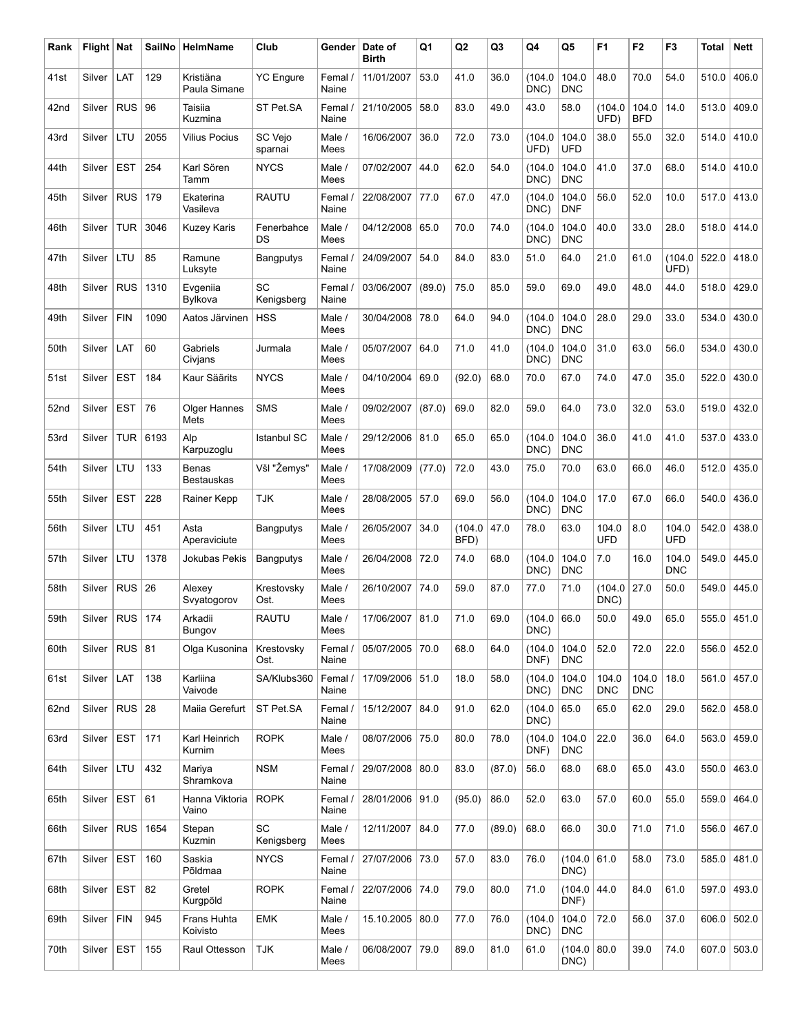| Rank | Flight | Nat | SailNo | HelmName | Club | Gender | Date of Birth | Q1 | Q2 | Q3 | Q4 | Q5 | F1 | F2 | F3 | Total | Nett |
|---|---|---|---|---|---|---|---|---|---|---|---|---|---|---|---|---|---|
| 41st | Silver | LAT | 129 | Kristiāna Paula Simane | YC Engure | Femal / Naine | 11/01/2007 | 53.0 | 41.0 | 36.0 | (104.0 DNC) | 104.0 DNC | 48.0 | 70.0 | 54.0 | 510.0 | 406.0 |
| 42nd | Silver | RUS | 96 | Taisiia Kuzmina | ST Pet.SA | Femal / Naine | 21/10/2005 | 58.0 | 83.0 | 49.0 | 43.0 | 58.0 | (104.0 UFD) | 104.0 BFD | 14.0 | 513.0 | 409.0 |
| 43rd | Silver | LTU | 2055 | Vilius Pocius | SC Vejo sparnai | Male / Mees | 16/06/2007 | 36.0 | 72.0 | 73.0 | (104.0 UFD) | 104.0 UFD | 38.0 | 55.0 | 32.0 | 514.0 | 410.0 |
| 44th | Silver | EST | 254 | Karl Sören Tamm | NYCS | Male / Mees | 07/02/2007 | 44.0 | 62.0 | 54.0 | (104.0 DNC) | 104.0 DNC | 41.0 | 37.0 | 68.0 | 514.0 | 410.0 |
| 45th | Silver | RUS | 179 | Ekaterina Vasileva | RAUTU | Femal / Naine | 22/08/2007 | 77.0 | 67.0 | 47.0 | (104.0 DNC) | 104.0 DNF | 56.0 | 52.0 | 10.0 | 517.0 | 413.0 |
| 46th | Silver | TUR | 3046 | Kuzey Karis | Fenerbahce DS | Male / Mees | 04/12/2008 | 65.0 | 70.0 | 74.0 | (104.0 DNC) | 104.0 DNC | 40.0 | 33.0 | 28.0 | 518.0 | 414.0 |
| 47th | Silver | LTU | 85 | Ramune Luksyte | Bangputys | Femal / Naine | 24/09/2007 | 54.0 | 84.0 | 83.0 | 51.0 | 64.0 | 21.0 | 61.0 | (104.0 UFD) | 522.0 | 418.0 |
| 48th | Silver | RUS | 1310 | Evgeniia Bylkova | SC Kenigsberg | Femal / Naine | 03/06/2007 | (89.0) | 75.0 | 85.0 | 59.0 | 69.0 | 49.0 | 48.0 | 44.0 | 518.0 | 429.0 |
| 49th | Silver | FIN | 1090 | Aatos Järvinen | HSS | Male / Mees | 30/04/2008 | 78.0 | 64.0 | 94.0 | (104.0 DNC) | 104.0 DNC | 28.0 | 29.0 | 33.0 | 534.0 | 430.0 |
| 50th | Silver | LAT | 60 | Gabriels Civjans | Jurmala | Male / Mees | 05/07/2007 | 64.0 | 71.0 | 41.0 | (104.0 DNC) | 104.0 DNC | 31.0 | 63.0 | 56.0 | 534.0 | 430.0 |
| 51st | Silver | EST | 184 | Kaur Säärits | NYCS | Male / Mees | 04/10/2004 | 69.0 | (92.0) | 68.0 | 70.0 | 67.0 | 74.0 | 47.0 | 35.0 | 522.0 | 430.0 |
| 52nd | Silver | EST | 76 | Olger Hannes Mets | SMS | Male / Mees | 09/02/2007 | (87.0) | 69.0 | 82.0 | 59.0 | 64.0 | 73.0 | 32.0 | 53.0 | 519.0 | 432.0 |
| 53rd | Silver | TUR | 6193 | Alp Karpuzoglu | Istanbul SC | Male / Mees | 29/12/2006 | 81.0 | 65.0 | 65.0 | (104.0 DNC) | 104.0 DNC | 36.0 | 41.0 | 41.0 | 537.0 | 433.0 |
| 54th | Silver | LTU | 133 | Benas Bestauskas | VšI "Žemys" | Male / Mees | 17/08/2009 | (77.0) | 72.0 | 43.0 | 75.0 | 70.0 | 63.0 | 66.0 | 46.0 | 512.0 | 435.0 |
| 55th | Silver | EST | 228 | Rainer Kepp | TJK | Male / Mees | 28/08/2005 | 57.0 | 69.0 | 56.0 | (104.0 DNC) | 104.0 DNC | 17.0 | 67.0 | 66.0 | 540.0 | 436.0 |
| 56th | Silver | LTU | 451 | Asta Aperaviciute | Bangputys | Male / Mees | 26/05/2007 | 34.0 | (104.0 BFD) | 47.0 | 78.0 | 63.0 | 104.0 UFD | 8.0 | 104.0 UFD | 542.0 | 438.0 |
| 57th | Silver | LTU | 1378 | Jokubas Pekis | Bangputys | Male / Mees | 26/04/2008 | 72.0 | 74.0 | 68.0 | (104.0 DNC) | 104.0 DNC | 7.0 | 16.0 | 104.0 DNC | 549.0 | 445.0 |
| 58th | Silver | RUS | 26 | Alexey Svyatogorov | Krestovsky Ost. | Male / Mees | 26/10/2007 | 74.0 | 59.0 | 87.0 | 77.0 | 71.0 | (104.0 DNC) | 27.0 | 50.0 | 549.0 | 445.0 |
| 59th | Silver | RUS | 174 | Arkadii Bungov | RAUTU | Male / Mees | 17/06/2007 | 81.0 | 71.0 | 69.0 | (104.0 DNC) | 66.0 | 50.0 | 49.0 | 65.0 | 555.0 | 451.0 |
| 60th | Silver | RUS | 81 | Olga Kusonina | Krestovsky Ost. | Femal / Naine | 05/07/2005 | 70.0 | 68.0 | 64.0 | (104.0 DNF) | 104.0 DNC | 52.0 | 72.0 | 22.0 | 556.0 | 452.0 |
| 61st | Silver | LAT | 138 | Karliina Vaivode | SA/Klubs360 | Femal / Naine | 17/09/2006 | 51.0 | 18.0 | 58.0 | (104.0 DNC) | 104.0 DNC | 104.0 DNC | 104.0 DNC | 18.0 | 561.0 | 457.0 |
| 62nd | Silver | RUS | 28 | Maiia Gerefurt | ST Pet.SA | Femal / Naine | 15/12/2007 | 84.0 | 91.0 | 62.0 | (104.0 DNC) | 65.0 | 65.0 | 62.0 | 29.0 | 562.0 | 458.0 |
| 63rd | Silver | EST | 171 | Karl Heinrich Kurnim | ROPK | Male / Mees | 08/07/2006 | 75.0 | 80.0 | 78.0 | (104.0 DNF) | 104.0 DNC | 22.0 | 36.0 | 64.0 | 563.0 | 459.0 |
| 64th | Silver | LTU | 432 | Mariya Shramkova | NSM | Femal / Naine | 29/07/2008 | 80.0 | 83.0 | (87.0) | 56.0 | 68.0 | 68.0 | 65.0 | 43.0 | 550.0 | 463.0 |
| 65th | Silver | EST | 61 | Hanna Viktoria Vaino | ROPK | Femal / Naine | 28/01/2006 | 91.0 | (95.0) | 86.0 | 52.0 | 63.0 | 57.0 | 60.0 | 55.0 | 559.0 | 464.0 |
| 66th | Silver | RUS | 1654 | Stepan Kuzmin | SC Kenigsberg | Male / Mees | 12/11/2007 | 84.0 | 77.0 | (89.0) | 68.0 | 66.0 | 30.0 | 71.0 | 71.0 | 556.0 | 467.0 |
| 67th | Silver | EST | 160 | Saskia Põldmaa | NYCS | Femal / Naine | 27/07/2006 | 73.0 | 57.0 | 83.0 | 76.0 | (104.0 DNC) | 61.0 | 58.0 | 73.0 | 585.0 | 481.0 |
| 68th | Silver | EST | 82 | Gretel Kurgpõld | ROPK | Femal / Naine | 22/07/2006 | 74.0 | 79.0 | 80.0 | 71.0 | (104.0 DNF) | 44.0 | 84.0 | 61.0 | 597.0 | 493.0 |
| 69th | Silver | FIN | 945 | Frans Huhta Koivisto | EMK | Male / Mees | 15.10.2005 | 80.0 | 77.0 | 76.0 | (104.0 DNC) | 104.0 DNC | 72.0 | 56.0 | 37.0 | 606.0 | 502.0 |
| 70th | Silver | EST | 155 | Raul Ottesson | TJK | Male / Mees | 06/08/2007 | 79.0 | 89.0 | 81.0 | 61.0 | (104.0 DNC) | 80.0 | 39.0 | 74.0 | 607.0 | 503.0 |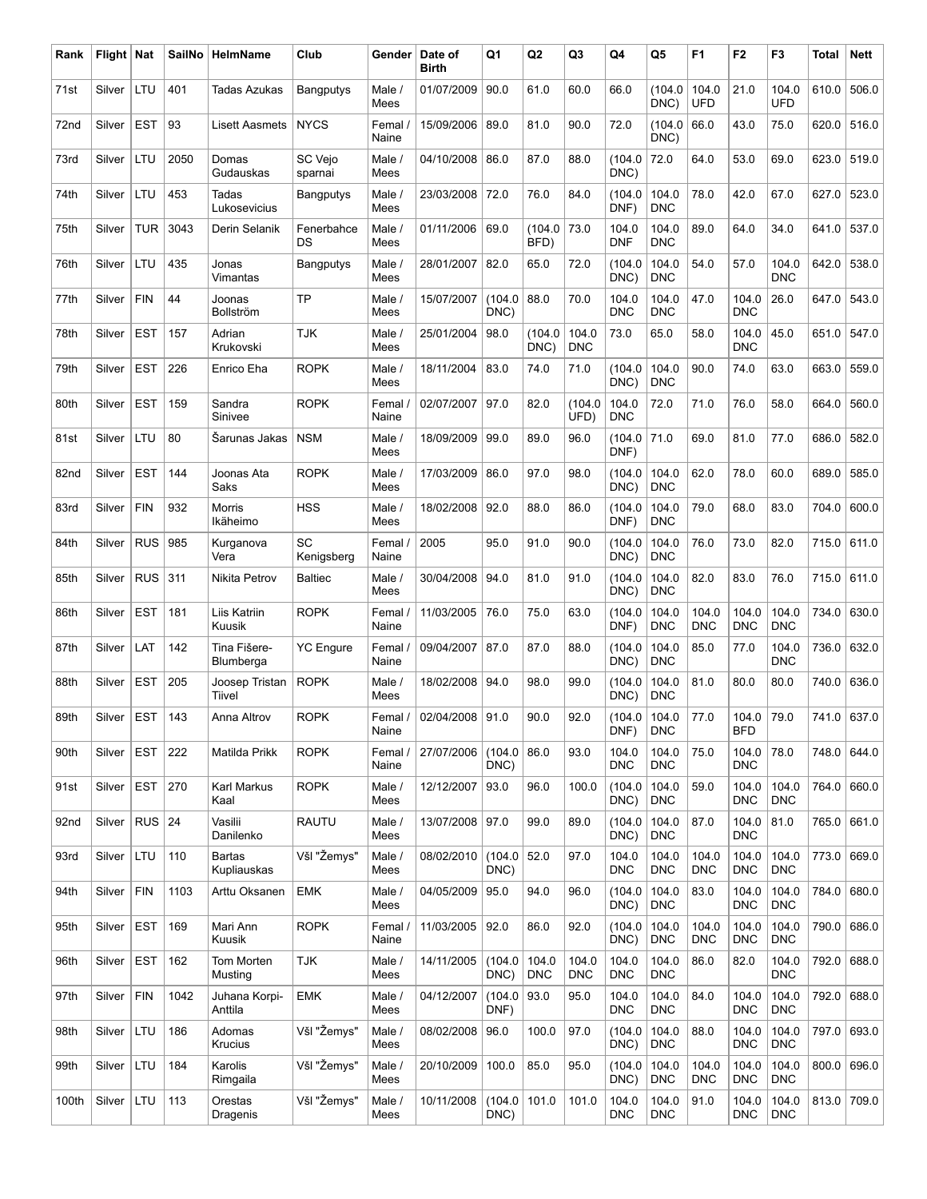| Rank | Flight | Nat | SailNo | HelmName | Club | Gender | Date of Birth | Q1 | Q2 | Q3 | Q4 | Q5 | F1 | F2 | F3 | Total | Nett |
|---|---|---|---|---|---|---|---|---|---|---|---|---|---|---|---|---|---|
| 71st | Silver | LTU | 401 | Tadas Azukas | Bangputys | Male / Mees | 01/07/2009 | 90.0 | 61.0 | 60.0 | 66.0 | (104.0 DNC) | 104.0 UFD | 21.0 | 104.0 UFD | 610.0 | 506.0 |
| 72nd | Silver | EST | 93 | Lisett Aasmets | NYCS | Femal / Naine | 15/09/2006 | 89.0 | 81.0 | 90.0 | 72.0 | (104.0 DNC) | 66.0 | 43.0 | 75.0 | 620.0 | 516.0 |
| 73rd | Silver | LTU | 2050 | Domas Gudauskas | SC Vejo sparnai | Male / Mees | 04/10/2008 | 86.0 | 87.0 | 88.0 | (104.0 DNC) | 72.0 | 64.0 | 53.0 | 69.0 | 623.0 | 519.0 |
| 74th | Silver | LTU | 453 | Tadas Lukosevicius | Bangputys | Male / Mees | 23/03/2008 | 72.0 | 76.0 | 84.0 | (104.0 DNF) | 104.0 DNC | 78.0 | 42.0 | 67.0 | 627.0 | 523.0 |
| 75th | Silver | TUR | 3043 | Derin Selanik | Fenerbahce DS | Male / Mees | 01/11/2006 | 69.0 | (104.0 BFD) | 73.0 | 104.0 DNF | 104.0 DNC | 89.0 | 64.0 | 34.0 | 641.0 | 537.0 |
| 76th | Silver | LTU | 435 | Jonas Vimantas | Bangputys | Male / Mees | 28/01/2007 | 82.0 | 65.0 | 72.0 | (104.0 DNC) | 104.0 DNC | 54.0 | 57.0 | 104.0 DNC | 642.0 | 538.0 |
| 77th | Silver | FIN | 44 | Joonas Bollström | TP | Male / Mees | 15/07/2007 | (104.0 DNC) | 88.0 | 70.0 | 104.0 DNC | 104.0 DNC | 47.0 | 104.0 DNC | 26.0 | 647.0 | 543.0 |
| 78th | Silver | EST | 157 | Adrian Krukovski | TJK | Male / Mees | 25/01/2004 | 98.0 | (104.0 DNC) | 104.0 DNC | 73.0 | 65.0 | 58.0 | 104.0 DNC | 45.0 | 651.0 | 547.0 |
| 79th | Silver | EST | 226 | Enrico Eha | ROPK | Male / Mees | 18/11/2004 | 83.0 | 74.0 | 71.0 | (104.0 DNC) | 104.0 DNC | 90.0 | 74.0 | 63.0 | 663.0 | 559.0 |
| 80th | Silver | EST | 159 | Sandra Sinivee | ROPK | Femal / Naine | 02/07/2007 | 97.0 | 82.0 | (104.0 UFD) | 104.0 DNC | 72.0 | 71.0 | 76.0 | 58.0 | 664.0 | 560.0 |
| 81st | Silver | LTU | 80 | Šarunas Jakas | NSM | Male / Mees | 18/09/2009 | 99.0 | 89.0 | 96.0 | (104.0 DNF) | 71.0 | 69.0 | 81.0 | 77.0 | 686.0 | 582.0 |
| 82nd | Silver | EST | 144 | Joonas Ata Saks | ROPK | Male / Mees | 17/03/2009 | 86.0 | 97.0 | 98.0 | (104.0 DNC) | 104.0 DNC | 62.0 | 78.0 | 60.0 | 689.0 | 585.0 |
| 83rd | Silver | FIN | 932 | Morris Ikäheimo | HSS | Male / Mees | 18/02/2008 | 92.0 | 88.0 | 86.0 | (104.0 DNF) | 104.0 DNC | 79.0 | 68.0 | 83.0 | 704.0 | 600.0 |
| 84th | Silver | RUS | 985 | Kurganova Vera | SC Kenigsberg | Femal / Naine | 2005 | 95.0 | 91.0 | 90.0 | (104.0 DNC) | 104.0 DNC | 76.0 | 73.0 | 82.0 | 715.0 | 611.0 |
| 85th | Silver | RUS | 311 | Nikita Petrov | Baltiec | Male / Mees | 30/04/2008 | 94.0 | 81.0 | 91.0 | (104.0 DNC) | 104.0 DNC | 82.0 | 83.0 | 76.0 | 715.0 | 611.0 |
| 86th | Silver | EST | 181 | Liis Katriin Kuusik | ROPK | Femal / Naine | 11/03/2005 | 76.0 | 75.0 | 63.0 | (104.0 DNF) | 104.0 DNC | 104.0 DNC | 104.0 DNC | 104.0 DNC | 734.0 | 630.0 |
| 87th | Silver | LAT | 142 | Tina Fišere-Blumberga | YC Engure | Femal / Naine | 09/04/2007 | 87.0 | 87.0 | 88.0 | (104.0 DNC) | 104.0 DNC | 85.0 | 77.0 | 104.0 DNC | 736.0 | 632.0 |
| 88th | Silver | EST | 205 | Joosep Tristan Tiivel | ROPK | Male / Mees | 18/02/2008 | 94.0 | 98.0 | 99.0 | (104.0 DNC) | 104.0 DNC | 81.0 | 80.0 | 80.0 | 740.0 | 636.0 |
| 89th | Silver | EST | 143 | Anna Altrov | ROPK | Femal / Naine | 02/04/2008 | 91.0 | 90.0 | 92.0 | (104.0 DNF) | 104.0 DNC | 77.0 | 104.0 BFD | 79.0 | 741.0 | 637.0 |
| 90th | Silver | EST | 222 | Matilda Prikk | ROPK | Femal / Naine | 27/07/2006 | (104.0 DNC) | 86.0 | 93.0 | 104.0 DNC | 104.0 DNC | 75.0 | 104.0 DNC | 78.0 | 748.0 | 644.0 |
| 91st | Silver | EST | 270 | Karl Markus Kaal | ROPK | Male / Mees | 12/12/2007 | 93.0 | 96.0 | 100.0 | (104.0 DNC) | 104.0 DNC | 59.0 | 104.0 DNC | 104.0 DNC | 764.0 | 660.0 |
| 92nd | Silver | RUS | 24 | Vasilii Danilenko | RAUTU | Male / Mees | 13/07/2008 | 97.0 | 99.0 | 89.0 | (104.0 DNC) | 104.0 DNC | 87.0 | 104.0 DNC | 81.0 | 765.0 | 661.0 |
| 93rd | Silver | LTU | 110 | Bartas Kupliauskas | VšI "Žemys" | Male / Mees | 08/02/2010 | (104.0 DNC) | 52.0 | 97.0 | 104.0 DNC | 104.0 DNC | 104.0 DNC | 104.0 DNC | 104.0 DNC | 773.0 | 669.0 |
| 94th | Silver | FIN | 1103 | Arttu Oksanen | EMK | Male / Mees | 04/05/2009 | 95.0 | 94.0 | 96.0 | (104.0 DNC) | 104.0 DNC | 83.0 | 104.0 DNC | 104.0 DNC | 784.0 | 680.0 |
| 95th | Silver | EST | 169 | Mari Ann Kuusik | ROPK | Femal / Naine | 11/03/2005 | 92.0 | 86.0 | 92.0 | (104.0 DNC) | 104.0 DNC | 104.0 DNC | 104.0 DNC | 104.0 DNC | 790.0 | 686.0 |
| 96th | Silver | EST | 162 | Tom Morten Musting | TJK | Male / Mees | 14/11/2005 | (104.0 DNC) | 104.0 DNC | 104.0 DNC | 104.0 DNC | 104.0 DNC | 86.0 | 82.0 | 104.0 DNC | 792.0 | 688.0 |
| 97th | Silver | FIN | 1042 | Juhana Korpi-Anttila | EMK | Male / Mees | 04/12/2007 | (104.0 DNF) | 93.0 | 95.0 | 104.0 DNC | 104.0 DNC | 84.0 | 104.0 DNC | 104.0 DNC | 792.0 | 688.0 |
| 98th | Silver | LTU | 186 | Adomas Krucius | VšI "Žemys" | Male / Mees | 08/02/2008 | 96.0 | 100.0 | 97.0 | (104.0 DNC) | 104.0 DNC | 88.0 | 104.0 DNC | 104.0 DNC | 797.0 | 693.0 |
| 99th | Silver | LTU | 184 | Karolis Rimgaila | VšI "Žemys" | Male / Mees | 20/10/2009 | 100.0 | 85.0 | 95.0 | (104.0 DNC) | 104.0 DNC | 104.0 DNC | 104.0 DNC | 104.0 DNC | 800.0 | 696.0 |
| 100th | Silver | LTU | 113 | Orestas Dragenis | VšI "Žemys" | Male / Mees | 10/11/2008 | (104.0 DNC) | 101.0 | 101.0 | 104.0 DNC | 104.0 DNC | 91.0 | 104.0 DNC | 104.0 DNC | 813.0 | 709.0 |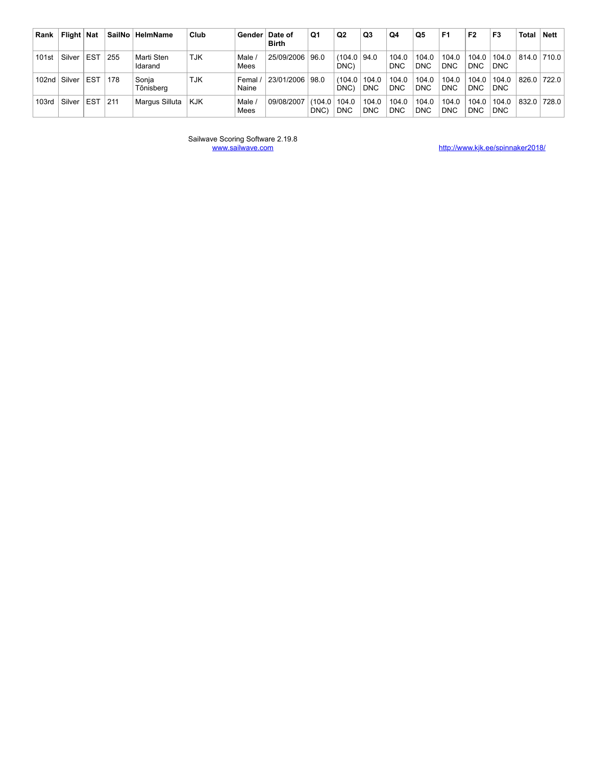| Rank | Flight | Nat | SailNo | HelmName | Club | Gender | Date of Birth | Q1 | Q2 | Q3 | Q4 | Q5 | F1 | F2 | F3 | Total | Nett |
|---|---|---|---|---|---|---|---|---|---|---|---|---|---|---|---|---|---|
| 101st | Silver | EST | 255 | Marti Sten Idarand | TJK | Male / Mees | 25/09/2006 | 96.0 | (104.0 DNC) | 94.0 | 104.0 DNC | 104.0 DNC | 104.0 DNC | 104.0 DNC | 104.0 DNC | 814.0 | 710.0 |
| 102nd | Silver | EST | 178 | Sonja Tõnisberg | TJK | Femal / Naine | 23/01/2006 | 98.0 | (104.0 DNC) | 104.0 DNC | 104.0 DNC | 104.0 DNC | 104.0 DNC | 104.0 DNC | 104.0 DNC | 826.0 | 722.0 |
| 103rd | Silver | EST | 211 | Margus Silluta | KJK | Male / Mees | 09/08/2007 | (104.0 DNC) | 104.0 DNC | 104.0 DNC | 104.0 DNC | 104.0 DNC | 104.0 DNC | 104.0 DNC | 104.0 DNC | 832.0 | 728.0 |

Sailwave Scoring Software 2.19.8
www.sailwave.com

http://www.kjk.ee/spinnaker2018/